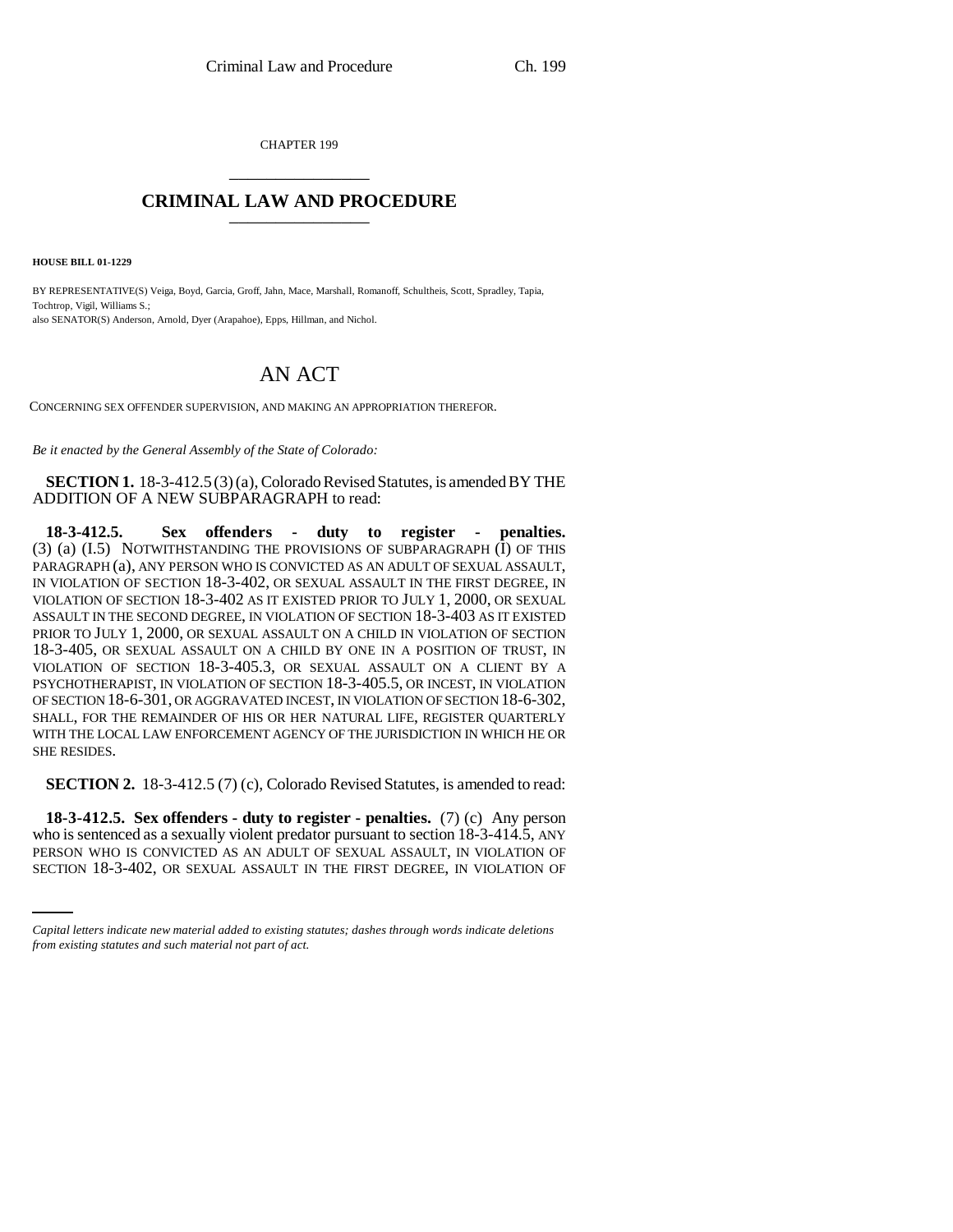CHAPTER 199

# CRIMINAL LAW AND PROCEDURE

**HOUSE BILL 01-1229**

BY REPRESENTATIVE(S) Veiga, Boyd, Garcia, Groff, Jahn, Mace, Marshall, Romanoff, Schultheis, Scott, Spradley, Tapia, Tochtrop, Vigil, Williams S.;
also SENATOR(S) Anderson, Arnold, Dyer (Arapahoe), Epps, Hillman, and Nichol.

## AN ACT

CONCERNING SEX OFFENDER SUPERVISION, AND MAKING AN APPROPRIATION THEREFOR.

*Be it enacted by the General Assembly of the State of Colorado:*

**SECTION 1.** 18-3-412.5 (3) (a), Colorado Revised Statutes, is amended BY THE ADDITION OF A NEW SUBPARAGRAPH to read:

**18-3-412.5. Sex offenders - duty to register - penalties.** (3) (a) (I.5) NOTWITHSTANDING THE PROVISIONS OF SUBPARAGRAPH (I) OF THIS PARAGRAPH (a), ANY PERSON WHO IS CONVICTED AS AN ADULT OF SEXUAL ASSAULT, IN VIOLATION OF SECTION 18-3-402, OR SEXUAL ASSAULT IN THE FIRST DEGREE, IN VIOLATION OF SECTION 18-3-402 AS IT EXISTED PRIOR TO JULY 1, 2000, OR SEXUAL ASSAULT IN THE SECOND DEGREE, IN VIOLATION OF SECTION 18-3-403 AS IT EXISTED PRIOR TO JULY 1, 2000, OR SEXUAL ASSAULT ON A CHILD IN VIOLATION OF SECTION 18-3-405, OR SEXUAL ASSAULT ON A CHILD BY ONE IN A POSITION OF TRUST, IN VIOLATION OF SECTION 18-3-405.3, OR SEXUAL ASSAULT ON A CLIENT BY A PSYCHOTHERAPIST, IN VIOLATION OF SECTION 18-3-405.5, OR INCEST, IN VIOLATION OF SECTION 18-6-301, OR AGGRAVATED INCEST, IN VIOLATION OF SECTION 18-6-302, SHALL, FOR THE REMAINDER OF HIS OR HER NATURAL LIFE, REGISTER QUARTERLY WITH THE LOCAL LAW ENFORCEMENT AGENCY OF THE JURISDICTION IN WHICH HE OR SHE RESIDES.

**SECTION 2.** 18-3-412.5 (7) (c), Colorado Revised Statutes, is amended to read:

**18-3-412.5. Sex offenders - duty to register - penalties.** (7) (c) Any person who is sentenced as a sexually violent predator pursuant to section 18-3-414.5, ANY PERSON WHO IS CONVICTED AS AN ADULT OF SEXUAL ASSAULT, IN VIOLATION OF SECTION 18-3-402, OR SEXUAL ASSAULT IN THE FIRST DEGREE, IN VIOLATION OF

*Capital letters indicate new material added to existing statutes; dashes through words indicate deletions from existing statutes and such material not part of act.*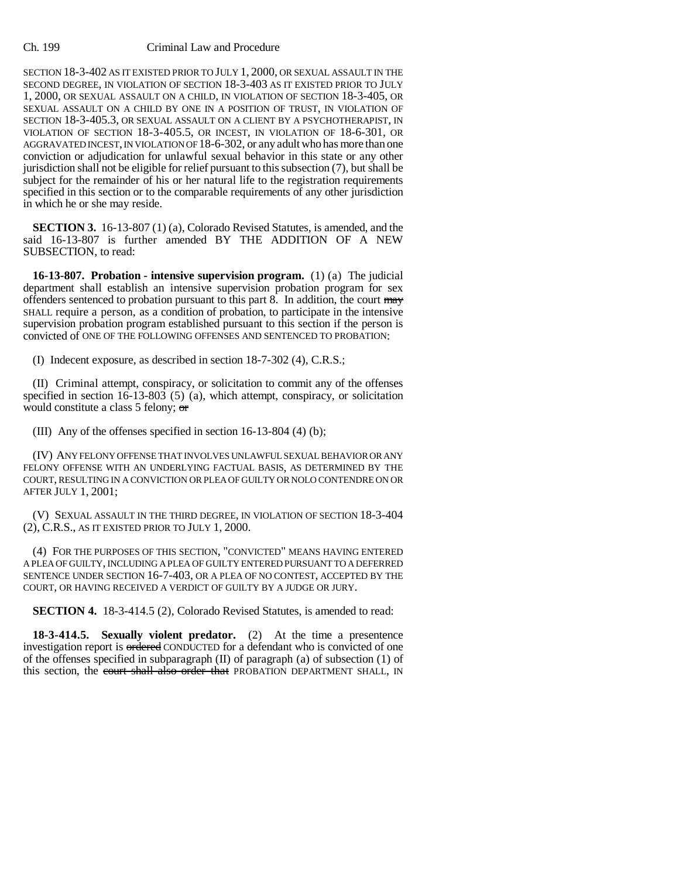SECTION 18-3-402 AS IT EXISTED PRIOR TO JULY 1, 2000, OR SEXUAL ASSAULT IN THE SECOND DEGREE, IN VIOLATION OF SECTION 18-3-403 AS IT EXISTED PRIOR TO JULY 1, 2000, OR SEXUAL ASSAULT ON A CHILD, IN VIOLATION OF SECTION 18-3-405, OR SEXUAL ASSAULT ON A CHILD BY ONE IN A POSITION OF TRUST, IN VIOLATION OF SECTION 18-3-405.3, OR SEXUAL ASSAULT ON A CLIENT BY A PSYCHOTHERAPIST, IN VIOLATION OF SECTION 18-3-405.5, OR INCEST, IN VIOLATION OF 18-6-301, OR AGGRAVATED INCEST, IN VIOLATION OF 18-6-302, or any adult who has more than one conviction or adjudication for unlawful sexual behavior in this state or any other jurisdiction shall not be eligible for relief pursuant to this subsection (7), but shall be subject for the remainder of his or her natural life to the registration requirements specified in this section or to the comparable requirements of any other jurisdiction in which he or she may reside.

**SECTION 3.** 16-13-807 (1) (a), Colorado Revised Statutes, is amended, and the said 16-13-807 is further amended BY THE ADDITION OF A NEW SUBSECTION, to read:

**16-13-807. Probation - intensive supervision program.** (1) (a) The judicial department shall establish an intensive supervision probation program for sex offenders sentenced to probation pursuant to this part 8. In addition, the court ~~may~~ SHALL require a person, as a condition of probation, to participate in the intensive supervision probation program established pursuant to this section if the person is convicted of ONE OF THE FOLLOWING OFFENSES AND SENTENCED TO PROBATION:

(I) Indecent exposure, as described in section 18-7-302 (4), C.R.S.;

(II) Criminal attempt, conspiracy, or solicitation to commit any of the offenses specified in section 16-13-803 (5) (a), which attempt, conspiracy, or solicitation would constitute a class 5 felony; ~~or~~

(III) Any of the offenses specified in section 16-13-804 (4) (b);

(IV) ANY FELONY OFFENSE THAT INVOLVES UNLAWFUL SEXUAL BEHAVIOR OR ANY FELONY OFFENSE WITH AN UNDERLYING FACTUAL BASIS, AS DETERMINED BY THE COURT, RESULTING IN A CONVICTION OR PLEA OF GUILTY OR NOLO CONTENDRE ON OR AFTER JULY 1, 2001;

(V) SEXUAL ASSAULT IN THE THIRD DEGREE, IN VIOLATION OF SECTION 18-3-404 (2), C.R.S., AS IT EXISTED PRIOR TO JULY 1, 2000.

(4) FOR THE PURPOSES OF THIS SECTION, "CONVICTED" MEANS HAVING ENTERED A PLEA OF GUILTY, INCLUDING A PLEA OF GUILTY ENTERED PURSUANT TO A DEFERRED SENTENCE UNDER SECTION 16-7-403, OR A PLEA OF NO CONTEST, ACCEPTED BY THE COURT, OR HAVING RECEIVED A VERDICT OF GUILTY BY A JUDGE OR JURY.

**SECTION 4.** 18-3-414.5 (2), Colorado Revised Statutes, is amended to read:

**18-3-414.5. Sexually violent predator.** (2) At the time a presentence investigation report is ~~ordered~~ CONDUCTED for a defendant who is convicted of one of the offenses specified in subparagraph (II) of paragraph (a) of subsection (1) of this section, the ~~court shall also order that~~ PROBATION DEPARTMENT SHALL, IN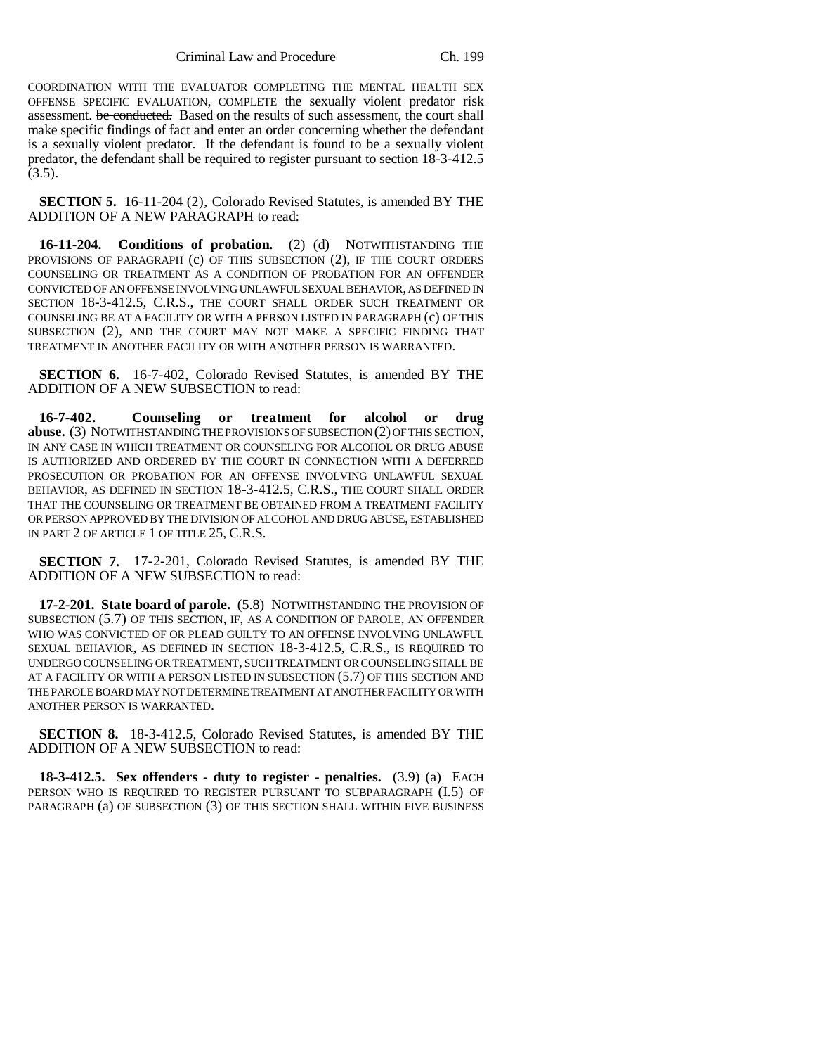COORDINATION WITH THE EVALUATOR COMPLETING THE MENTAL HEALTH SEX OFFENSE SPECIFIC EVALUATION, COMPLETE the sexually violent predator risk assessment. ~~be conducted.~~ Based on the results of such assessment, the court shall make specific findings of fact and enter an order concerning whether the defendant is a sexually violent predator. If the defendant is found to be a sexually violent predator, the defendant shall be required to register pursuant to section 18-3-412.5 (3.5).

**SECTION 5.** 16-11-204 (2), Colorado Revised Statutes, is amended BY THE ADDITION OF A NEW PARAGRAPH to read:

**16-11-204. Conditions of probation.** (2) (d) NOTWITHSTANDING THE PROVISIONS OF PARAGRAPH (c) OF THIS SUBSECTION (2), IF THE COURT ORDERS COUNSELING OR TREATMENT AS A CONDITION OF PROBATION FOR AN OFFENDER CONVICTED OF AN OFFENSE INVOLVING UNLAWFUL SEXUAL BEHAVIOR, AS DEFINED IN SECTION 18-3-412.5, C.R.S., THE COURT SHALL ORDER SUCH TREATMENT OR COUNSELING BE AT A FACILITY OR WITH A PERSON LISTED IN PARAGRAPH (c) OF THIS SUBSECTION (2), AND THE COURT MAY NOT MAKE A SPECIFIC FINDING THAT TREATMENT IN ANOTHER FACILITY OR WITH ANOTHER PERSON IS WARRANTED.

**SECTION 6.** 16-7-402, Colorado Revised Statutes, is amended BY THE ADDITION OF A NEW SUBSECTION to read:

**16-7-402. Counseling or treatment for alcohol or drug abuse.** (3) NOTWITHSTANDING THE PROVISIONS OF SUBSECTION (2) OF THIS SECTION, IN ANY CASE IN WHICH TREATMENT OR COUNSELING FOR ALCOHOL OR DRUG ABUSE IS AUTHORIZED AND ORDERED BY THE COURT IN CONNECTION WITH A DEFERRED PROSECUTION OR PROBATION FOR AN OFFENSE INVOLVING UNLAWFUL SEXUAL BEHAVIOR, AS DEFINED IN SECTION 18-3-412.5, C.R.S., THE COURT SHALL ORDER THAT THE COUNSELING OR TREATMENT BE OBTAINED FROM A TREATMENT FACILITY OR PERSON APPROVED BY THE DIVISION OF ALCOHOL AND DRUG ABUSE, ESTABLISHED IN PART 2 OF ARTICLE 1 OF TITLE 25, C.R.S.

**SECTION 7.** 17-2-201, Colorado Revised Statutes, is amended BY THE ADDITION OF A NEW SUBSECTION to read:

**17-2-201. State board of parole.** (5.8) NOTWITHSTANDING THE PROVISION OF SUBSECTION (5.7) OF THIS SECTION, IF, AS A CONDITION OF PAROLE, AN OFFENDER WHO WAS CONVICTED OF OR PLEAD GUILTY TO AN OFFENSE INVOLVING UNLAWFUL SEXUAL BEHAVIOR, AS DEFINED IN SECTION 18-3-412.5, C.R.S., IS REQUIRED TO UNDERGO COUNSELING OR TREATMENT, SUCH TREATMENT OR COUNSELING SHALL BE AT A FACILITY OR WITH A PERSON LISTED IN SUBSECTION (5.7) OF THIS SECTION AND THE PAROLE BOARD MAY NOT DETERMINE TREATMENT AT ANOTHER FACILITY OR WITH ANOTHER PERSON IS WARRANTED.

**SECTION 8.** 18-3-412.5, Colorado Revised Statutes, is amended BY THE ADDITION OF A NEW SUBSECTION to read:

**18-3-412.5. Sex offenders - duty to register - penalties.** (3.9) (a) EACH PERSON WHO IS REQUIRED TO REGISTER PURSUANT TO SUBPARAGRAPH (I.5) OF PARAGRAPH (a) OF SUBSECTION (3) OF THIS SECTION SHALL WITHIN FIVE BUSINESS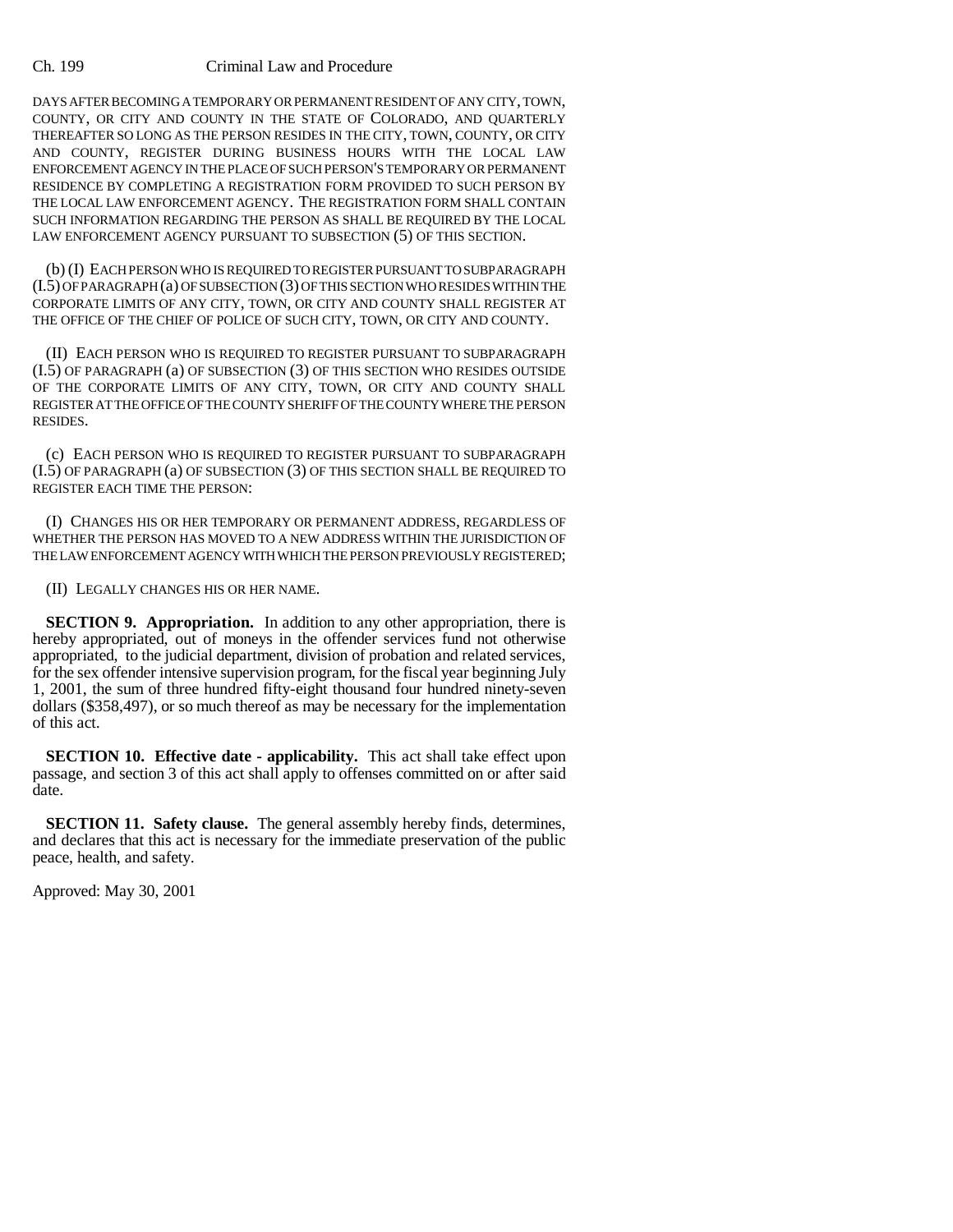DAYS AFTER BECOMING A TEMPORARY OR PERMANENT RESIDENT OF ANY CITY, TOWN, COUNTY, OR CITY AND COUNTY IN THE STATE OF COLORADO, AND QUARTERLY THEREAFTER SO LONG AS THE PERSON RESIDES IN THE CITY, TOWN, COUNTY, OR CITY AND COUNTY, REGISTER DURING BUSINESS HOURS WITH THE LOCAL LAW ENFORCEMENT AGENCY IN THE PLACE OF SUCH PERSON'S TEMPORARY OR PERMANENT RESIDENCE BY COMPLETING A REGISTRATION FORM PROVIDED TO SUCH PERSON BY THE LOCAL LAW ENFORCEMENT AGENCY. THE REGISTRATION FORM SHALL CONTAIN SUCH INFORMATION REGARDING THE PERSON AS SHALL BE REQUIRED BY THE LOCAL LAW ENFORCEMENT AGENCY PURSUANT TO SUBSECTION (5) OF THIS SECTION.

(b) (I) EACH PERSON WHO IS REQUIRED TO REGISTER PURSUANT TO SUBPARAGRAPH (I.5) OF PARAGRAPH (a) OF SUBSECTION (3) OF THIS SECTION WHO RESIDES WITHIN THE CORPORATE LIMITS OF ANY CITY, TOWN, OR CITY AND COUNTY SHALL REGISTER AT THE OFFICE OF THE CHIEF OF POLICE OF SUCH CITY, TOWN, OR CITY AND COUNTY.

(II) EACH PERSON WHO IS REQUIRED TO REGISTER PURSUANT TO SUBPARAGRAPH (I.5) OF PARAGRAPH (a) OF SUBSECTION (3) OF THIS SECTION WHO RESIDES OUTSIDE OF THE CORPORATE LIMITS OF ANY CITY, TOWN, OR CITY AND COUNTY SHALL REGISTER AT THE OFFICE OF THE COUNTY SHERIFF OF THE COUNTY WHERE THE PERSON RESIDES.

(c) EACH PERSON WHO IS REQUIRED TO REGISTER PURSUANT TO SUBPARAGRAPH (I.5) OF PARAGRAPH (a) OF SUBSECTION (3) OF THIS SECTION SHALL BE REQUIRED TO REGISTER EACH TIME THE PERSON:

(I) CHANGES HIS OR HER TEMPORARY OR PERMANENT ADDRESS, REGARDLESS OF WHETHER THE PERSON HAS MOVED TO A NEW ADDRESS WITHIN THE JURISDICTION OF THE LAW ENFORCEMENT AGENCY WITH WHICH THE PERSON PREVIOUSLY REGISTERED;

(II) LEGALLY CHANGES HIS OR HER NAME.

**SECTION 9. Appropriation.** In addition to any other appropriation, there is hereby appropriated, out of moneys in the offender services fund not otherwise appropriated, to the judicial department, division of probation and related services, for the sex offender intensive supervision program, for the fiscal year beginning July 1, 2001, the sum of three hundred fifty-eight thousand four hundred ninety-seven dollars ($358,497), or so much thereof as may be necessary for the implementation of this act.

**SECTION 10. Effective date - applicability.** This act shall take effect upon passage, and section 3 of this act shall apply to offenses committed on or after said date.

**SECTION 11. Safety clause.** The general assembly hereby finds, determines, and declares that this act is necessary for the immediate preservation of the public peace, health, and safety.

Approved: May 30, 2001